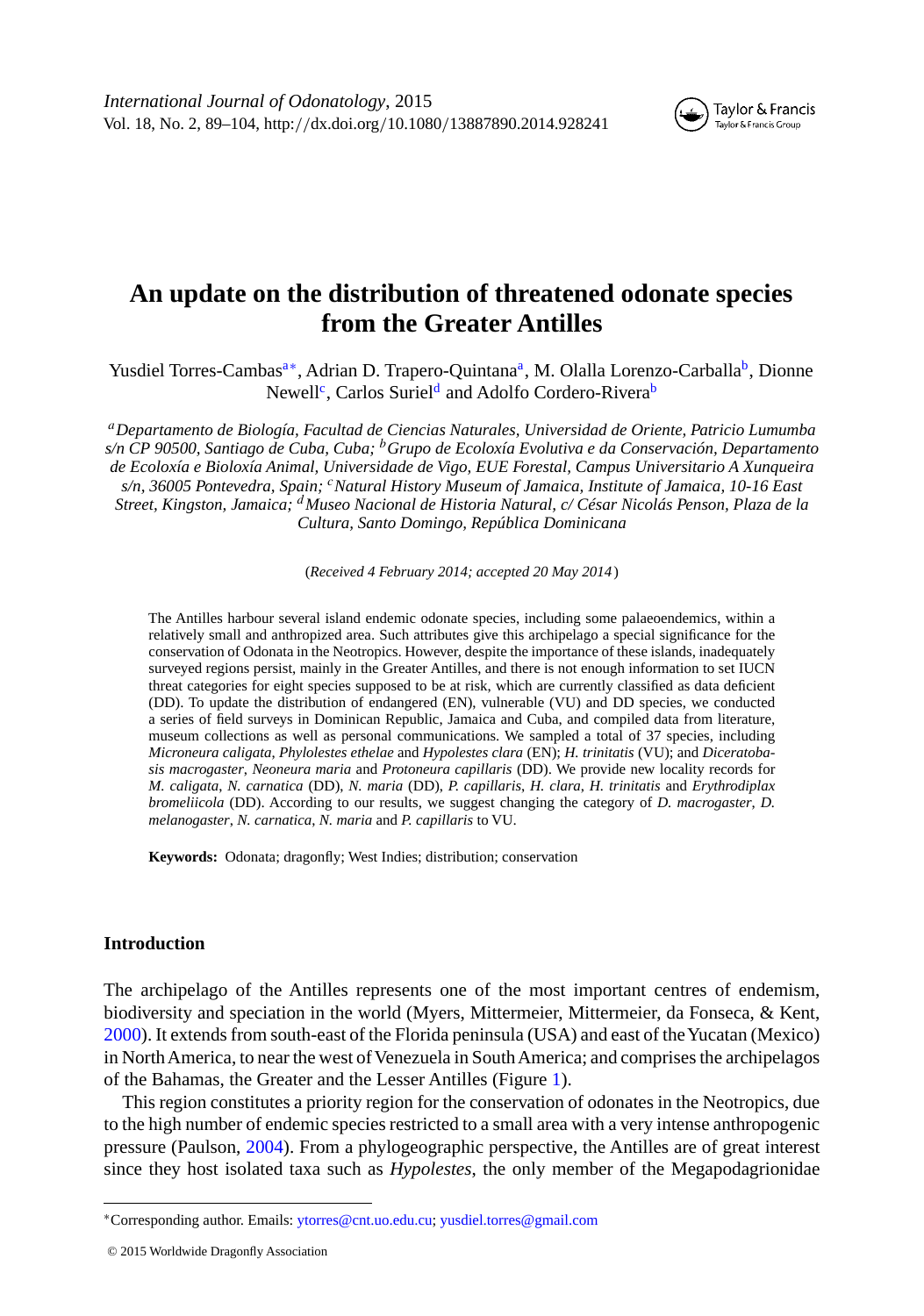# An update on the distribution of threatened odonate species from the Greater Antilles

Yusdiel Torres-Cambas[a]*, Adrian D. Trapero-Quintana[a], M. Olalla Lorenzo-Carballa[b], Dionne Newell[c], Carlos Suriel[d] and Adolfo Cordero-Rivera[b]

[a]*Departamento de Biología, Facultad de Ciencias Naturales, Universidad de Oriente, Patricio Lumumba s/n CP 90500, Santiago de Cuba, Cuba;* [b]*Grupo de Ecoloxía Evolutiva e da Conservación, Departamento de Ecoloxía e Bioloxía Animal, Universidade de Vigo, EUE Forestal, Campus Universitario A Xunqueira s/n, 36005 Pontevedra, Spain;* [c]*Natural History Museum of Jamaica, Institute of Jamaica, 10-16 East Street, Kingston, Jamaica;* [d]*Museo Nacional de Historia Natural, c/ César Nicolás Penson, Plaza de la Cultura, Santo Domingo, República Dominicana*

(*Received 4 February 2014; accepted 20 May 2014*)

The Antilles harbour several island endemic odonate species, including some palaeoendemics, within a relatively small and anthropized area. Such attributes give this archipelago a special significance for the conservation of Odonata in the Neotropics. However, despite the importance of these islands, inadequately surveyed regions persist, mainly in the Greater Antilles, and there is not enough information to set IUCN threat categories for eight species supposed to be at risk, which are currently classified as data deficient (DD). To update the distribution of endangered (EN), vulnerable (VU) and DD species, we conducted a series of field surveys in Dominican Republic, Jamaica and Cuba, and compiled data from literature, museum collections as well as personal communications. We sampled a total of 37 species, including *Microneura caligata*, *Phylolestes ethelae* and *Hypolestes clara* (EN); *H. trinitatis* (VU); and *Diceratobasis macrogaster*, *Neoneura maria* and *Protoneura capillaris* (DD). We provide new locality records for *M. caligata*, *N. carnatica* (DD), *N. maria* (DD), *P. capillaris*, *H. clara*, *H. trinitatis* and *Erythrodiplax bromeliicola* (DD). According to our results, we suggest changing the category of *D. macrogaster*, *D. melanogaster*, *N. carnatica*, *N. maria* and *P. capillaris* to VU.

**Keywords:** Odonata; dragonfly; West Indies; distribution; conservation

## Introduction

The archipelago of the Antilles represents one of the most important centres of endemism, biodiversity and speciation in the world (Myers, Mittermeier, Mittermeier, da Fonseca, & Kent, 2000). It extends from south-east of the Florida peninsula (USA) and east of the Yucatan (Mexico) in North America, to near the west of Venezuela in South America; and comprises the archipelagos of the Bahamas, the Greater and the Lesser Antilles (Figure 1).

This region constitutes a priority region for the conservation of odonates in the Neotropics, due to the high number of endemic species restricted to a small area with a very intense anthropogenic pressure (Paulson, 2004). From a phylogeographic perspective, the Antilles are of great interest since they host isolated taxa such as *Hypolestes*, the only member of the Megapodagrionidae

*Corresponding author. Emails: ytorres@cnt.uo.edu.cu; yusdiel.torres@gmail.com

© 2015 Worldwide Dragonfly Association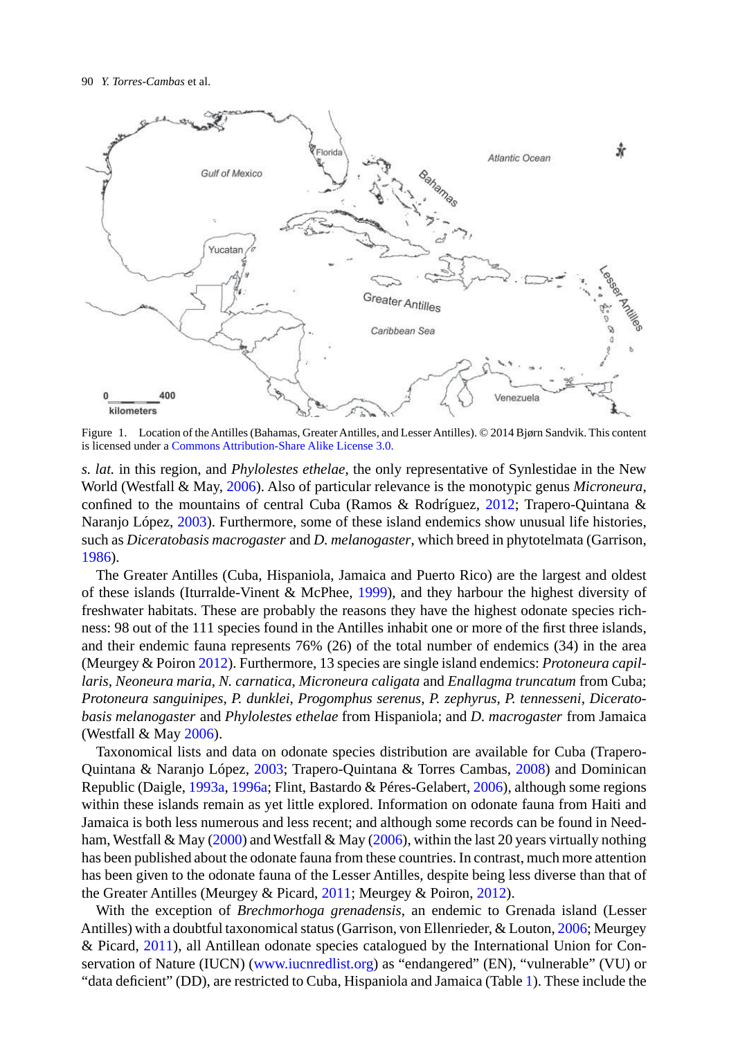Figure 1. Location of the Antilles (Bahamas, Greater Antilles, and Lesser Antilles). © 2014 Bjørn Sandvik. This content is licensed under a Commons Attribution-Share Alike License 3.0.

*s. lat.* in this region, and *Phylolestes ethelae*, the only representative of Synlestidae in the New World (Westfall & May, 2006). Also of particular relevance is the monotypic genus *Microneura*, confined to the mountains of central Cuba (Ramos & Rodríguez, 2012; Trapero-Quintana & Naranjo López, 2003). Furthermore, some of these island endemics show unusual life histories, such as *Diceratobasis macrogaster* and *D. melanogaster*, which breed in phytotelmata (Garrison, 1986).

The Greater Antilles (Cuba, Hispaniola, Jamaica and Puerto Rico) are the largest and oldest of these islands (Iturralde-Vinent & McPhee, 1999), and they harbour the highest diversity of freshwater habitats. These are probably the reasons they have the highest odonate species richness: 98 out of the 111 species found in the Antilles inhabit one or more of the first three islands, and their endemic fauna represents 76% (26) of the total number of endemics (34) in the area (Meurgey & Poiron 2012). Furthermore, 13 species are single island endemics: *Protoneura capillaris*, *Neoneura maria*, *N. carnatica*, *Microneura caligata* and *Enallagma truncatum* from Cuba; *Protoneura sanguinipes*, *P. dunklei*, *Progomphus serenus*, *P. zephyrus*, *P. tennesseni*, *Diceratobasis melanogaster* and *Phylolestes ethelae* from Hispaniola; and *D. macrogaster* from Jamaica (Westfall & May 2006).

Taxonomical lists and data on odonate species distribution are available for Cuba (Trapero-Quintana & Naranjo López, 2003; Trapero-Quintana & Torres Cambas, 2008) and Dominican Republic (Daigle, 1993a, 1996a; Flint, Bastardo & Péres-Gelabert, 2006), although some regions within these islands remain as yet little explored. Information on odonate fauna from Haiti and Jamaica is both less numerous and less recent; and although some records can be found in Needham, Westfall & May (2000) and Westfall & May (2006), within the last 20 years virtually nothing has been published about the odonate fauna from these countries. In contrast, much more attention has been given to the odonate fauna of the Lesser Antilles, despite being less diverse than that of the Greater Antilles (Meurgey & Picard, 2011; Meurgey & Poiron, 2012).

With the exception of *Brechmorhoga grenadensis*, an endemic to Grenada island (Lesser Antilles) with a doubtful taxonomical status (Garrison, von Ellenrieder, & Louton, 2006; Meurgey & Picard, 2011), all Antillean odonate species catalogued by the International Union for Conservation of Nature (IUCN) (www.iucnredlist.org) as "endangered" (EN), "vulnerable" (VU) or "data deficient" (DD), are restricted to Cuba, Hispaniola and Jamaica (Table 1). These include the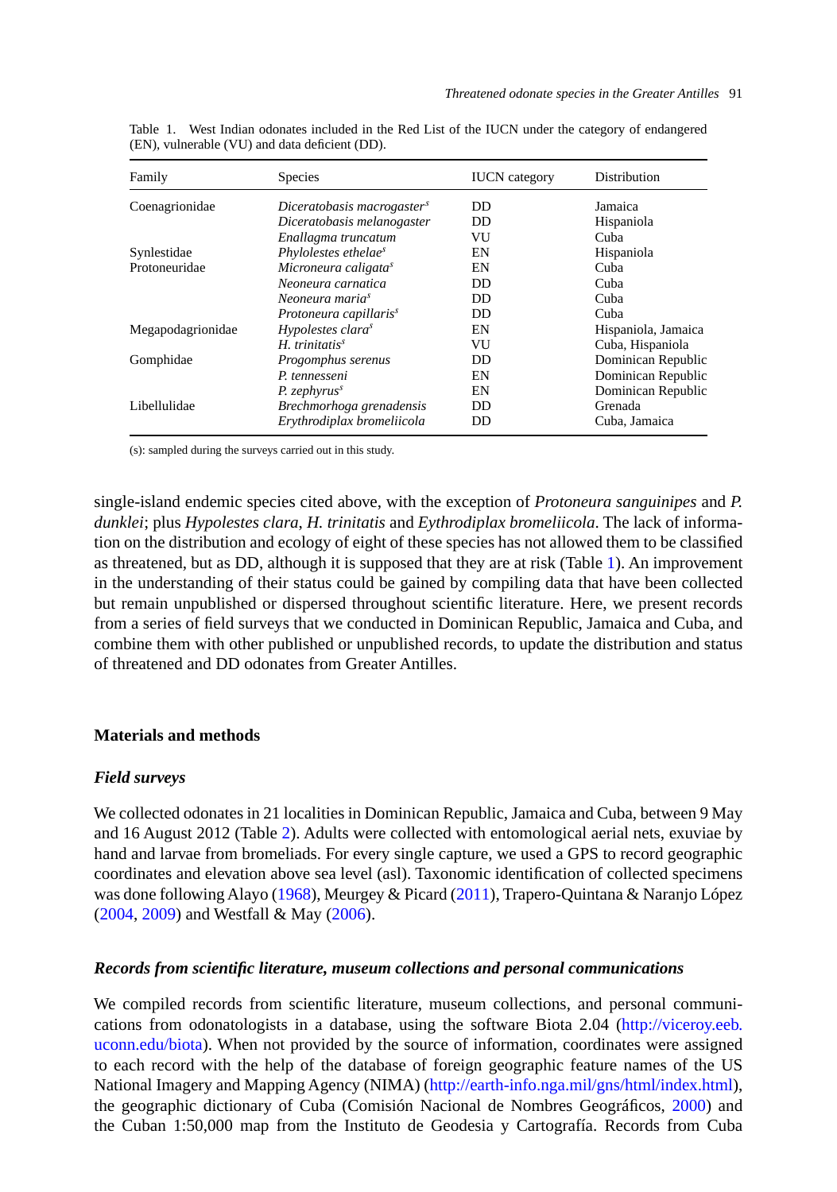Table 1. West Indian odonates included in the Red List of the IUCN under the category of endangered (EN), vulnerable (VU) and data deficient (DD).

| Family | Species | IUCN category | Distribution |
|---|---|---|---|
| Coenagrionidae | *Diceratobasis macrogaster*[s] | DD | Jamaica |
| | *Diceratobasis melanogaster* | DD | Hispaniola |
| | *Enallagma truncatum* | VU | Cuba |
| Synlestidae | *Phylolestes ethelae*[s] | EN | Hispaniola |
| Protoneuridae | *Microneura caligata*[s] | EN | Cuba |
| | *Neoneura carnatica* | DD | Cuba |
| | *Neoneura maria*[s] | DD | Cuba |
| | *Protoneura capillaris*[s] | DD | Cuba |
| Megapodagrionidae | *Hypolestes clara*[s] | EN | Hispaniola, Jamaica |
| | *H. trinitatis*[s] | VU | Cuba, Hispaniola |
| Gomphidae | *Progomphus serenus* | DD | Dominican Republic |
| | *P. tennesseni* | EN | Dominican Republic |
| | *P. zephyrus*[s] | EN | Dominican Republic |
| Libellulidae | *Brechmorhoga grenadensis* | DD | Grenada |
| | *Erythrodiplax bromeliicola* | DD | Cuba, Jamaica |

(s): sampled during the surveys carried out in this study.

single-island endemic species cited above, with the exception of *Protoneura sanguinipes* and *P. dunklei*; plus *Hypolestes clara*, *H. trinitatis* and *Eythrodiplax bromeliicola*. The lack of information on the distribution and ecology of eight of these species has not allowed them to be classified as threatened, but as DD, although it is supposed that they are at risk (Table 1). An improvement in the understanding of their status could be gained by compiling data that have been collected but remain unpublished or dispersed throughout scientific literature. Here, we present records from a series of field surveys that we conducted in Dominican Republic, Jamaica and Cuba, and combine them with other published or unpublished records, to update the distribution and status of threatened and DD odonates from Greater Antilles.

## Materials and methods

### *Field surveys*

We collected odonates in 21 localities in Dominican Republic, Jamaica and Cuba, between 9 May and 16 August 2012 (Table 2). Adults were collected with entomological aerial nets, exuviae by hand and larvae from bromeliads. For every single capture, we used a GPS to record geographic coordinates and elevation above sea level (asl). Taxonomic identification of collected specimens was done following Alayo (1968), Meurgey & Picard (2011), Trapero-Quintana & Naranjo López (2004, 2009) and Westfall & May (2006).

### *Records from scientific literature, museum collections and personal communications*

We compiled records from scientific literature, museum collections, and personal communications from odonatologists in a database, using the software Biota 2.04 (http://viceroy.eeb.uconn.edu/biota). When not provided by the source of information, coordinates were assigned to each record with the help of the database of foreign geographic feature names of the US National Imagery and Mapping Agency (NIMA) (http://earth-info.nga.mil/gns/html/index.html), the geographic dictionary of Cuba (Comisión Nacional de Nombres Geográficos, 2000) and the Cuban 1:50,000 map from the Instituto de Geodesia y Cartografía. Records from Cuba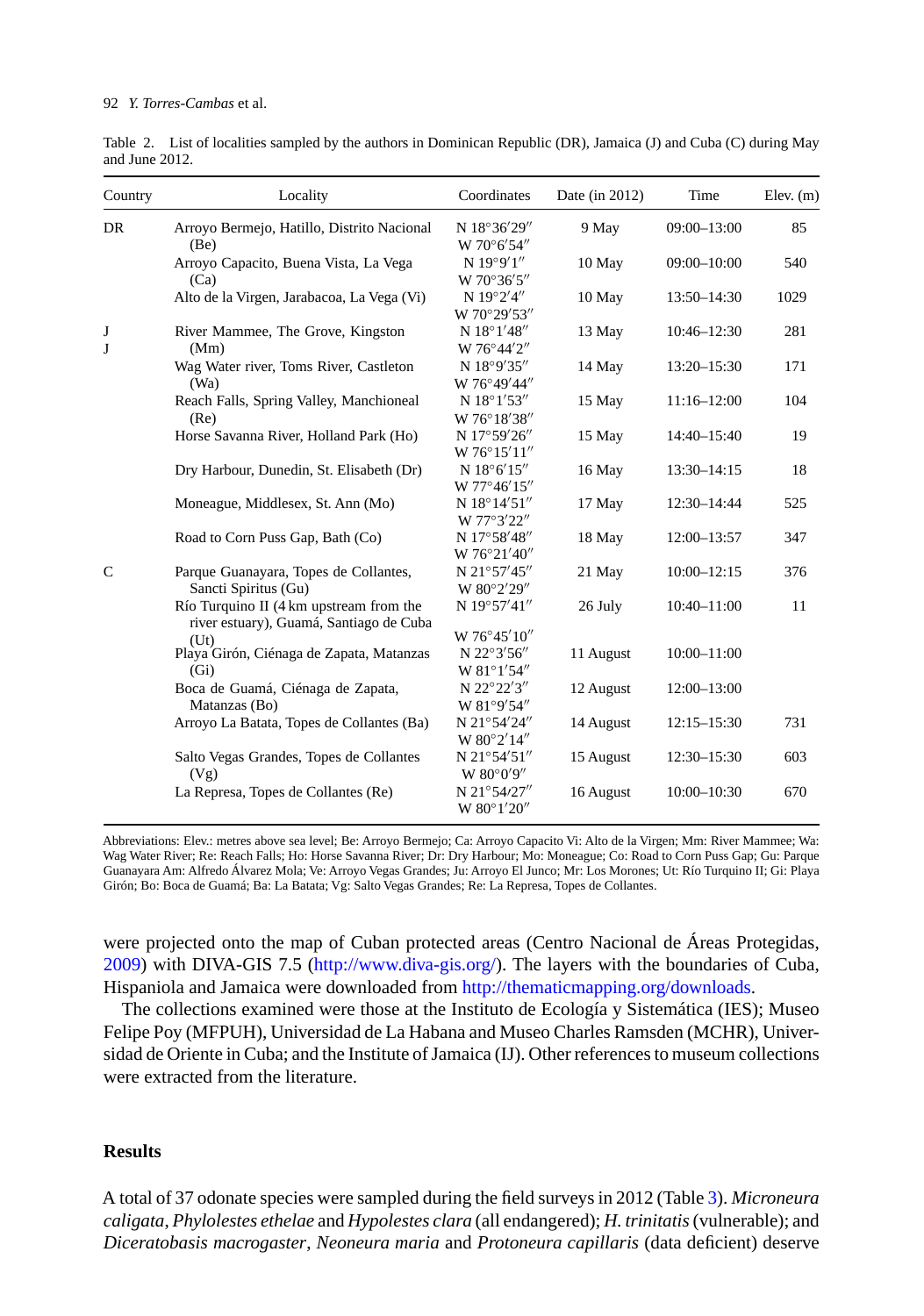Table 2. List of localities sampled by the authors in Dominican Republic (DR), Jamaica (J) and Cuba (C) during May and June 2012.

| Country | Locality | Coordinates | Date (in 2012) | Time | Elev. (m) |
|---|---|---|---|---|---|
| DR | Arroyo Bermejo, Hatillo, Distrito Nacional (Be) | N 18°36′29″ W 70°6′54″ | 9 May | 09:00–13:00 | 85 |
| | Arroyo Capacito, Buena Vista, La Vega (Ca) | N 19°9′1″ W 70°36′5″ | 10 May | 09:00–10:00 | 540 |
| | Alto de la Virgen, Jarabacoa, La Vega (Vi) | N 19°2′4″ W 70°29′53″ | 10 May | 13:50–14:30 | 1029 |
| J | River Mammee, The Grove, Kingston (Mm) | N 18°1′48″ W 76°44′2″ | 13 May | 10:46–12:30 | 281 |
| J | Wag Water river, Toms River, Castleton (Wa) | N 18°9′35″ W 76°49′44″ | 14 May | 13:20–15:30 | 171 |
| | Reach Falls, Spring Valley, Manchioneal (Re) | N 18°1′53″ W 76°18′38″ | 15 May | 11:16–12:00 | 104 |
| | Horse Savanna River, Holland Park (Ho) | N 17°59′26″ W 76°15′11″ | 15 May | 14:40–15:40 | 19 |
| | Dry Harbour, Dunedin, St. Elisabeth (Dr) | N 18°6′15″ W 77°46′15″ | 16 May | 13:30–14:15 | 18 |
| | Moneague, Middlesex, St. Ann (Mo) | N 18°14′51″ W 77°3′22″ | 17 May | 12:30–14:44 | 525 |
| | Road to Corn Puss Gap, Bath (Co) | N 17°58′48″ W 76°21′40″ | 18 May | 12:00–13:57 | 347 |
| C | Parque Guanayara, Topes de Collantes, Sancti Spiritus (Gu) | N 21°57′45″ W 80°2′29″ | 21 May | 10:00–12:15 | 376 |
| | Río Turquino II (4 km upstream from the river estuary), Guamá, Santiago de Cuba (Ut) | N 19°57′41″ W 76°45′10″ | 26 July | 10:40–11:00 | 11 |
| | Playa Girón, Ciénaga de Zapata, Matanzas (Gi) | N 22°3′56″ W 81°1′54″ | 11 August | 10:00–11:00 | |
| | Boca de Guamá, Ciénaga de Zapata, Matanzas (Bo) | N 22°22′3″ W 81°9′54″ | 12 August | 12:00–13:00 | |
| | Arroyo La Batata, Topes de Collantes (Ba) | N 21°54′24″ W 80°2′14″ | 14 August | 12:15–15:30 | 731 |
| | Salto Vegas Grandes, Topes de Collantes (Vg) | N 21°54′51″ W 80°0′9″ | 15 August | 12:30–15:30 | 603 |
| | La Represa, Topes de Collantes (Re) | N 21°54′27″ W 80°1′20″ | 16 August | 10:00–10:30 | 670 |

Abbreviations: Elev.: metres above sea level; Be: Arroyo Bermejo; Ca: Arroyo Capacito Vi: Alto de la Virgen; Mm: River Mammee; Wa: Wag Water River; Re: Reach Falls; Ho: Horse Savanna River; Dr: Dry Harbour; Mo: Moneague; Co: Road to Corn Puss Gap; Gu: Parque Guanayara Am: Alfredo Álvarez Mola; Ve: Arroyo Vegas Grandes; Ju: Arroyo El Junco; Mr: Los Morones; Ut: Río Turquino II; Gi: Playa Girón; Bo: Boca de Guamá; Ba: La Batata; Vg: Salto Vegas Grandes; Re: La Represa, Topes de Collantes.

were projected onto the map of Cuban protected areas (Centro Nacional de Áreas Protegidas, 2009) with DIVA-GIS 7.5 (http://www.diva-gis.org/). The layers with the boundaries of Cuba, Hispaniola and Jamaica were downloaded from http://thematicmapping.org/downloads.

The collections examined were those at the Instituto de Ecología y Sistemática (IES); Museo Felipe Poy (MFPUH), Universidad de La Habana and Museo Charles Ramsden (MCHR), Universidad de Oriente in Cuba; and the Institute of Jamaica (IJ). Other references to museum collections were extracted from the literature.

## Results

A total of 37 odonate species were sampled during the field surveys in 2012 (Table 3). *Microneura caligata*, *Phylolestes ethelae* and *Hypolestes clara* (all endangered); *H. trinitatis* (vulnerable); and *Diceratobasis macrogaster*, *Neoneura maria* and *Protoneura capillaris* (data deficient) deserve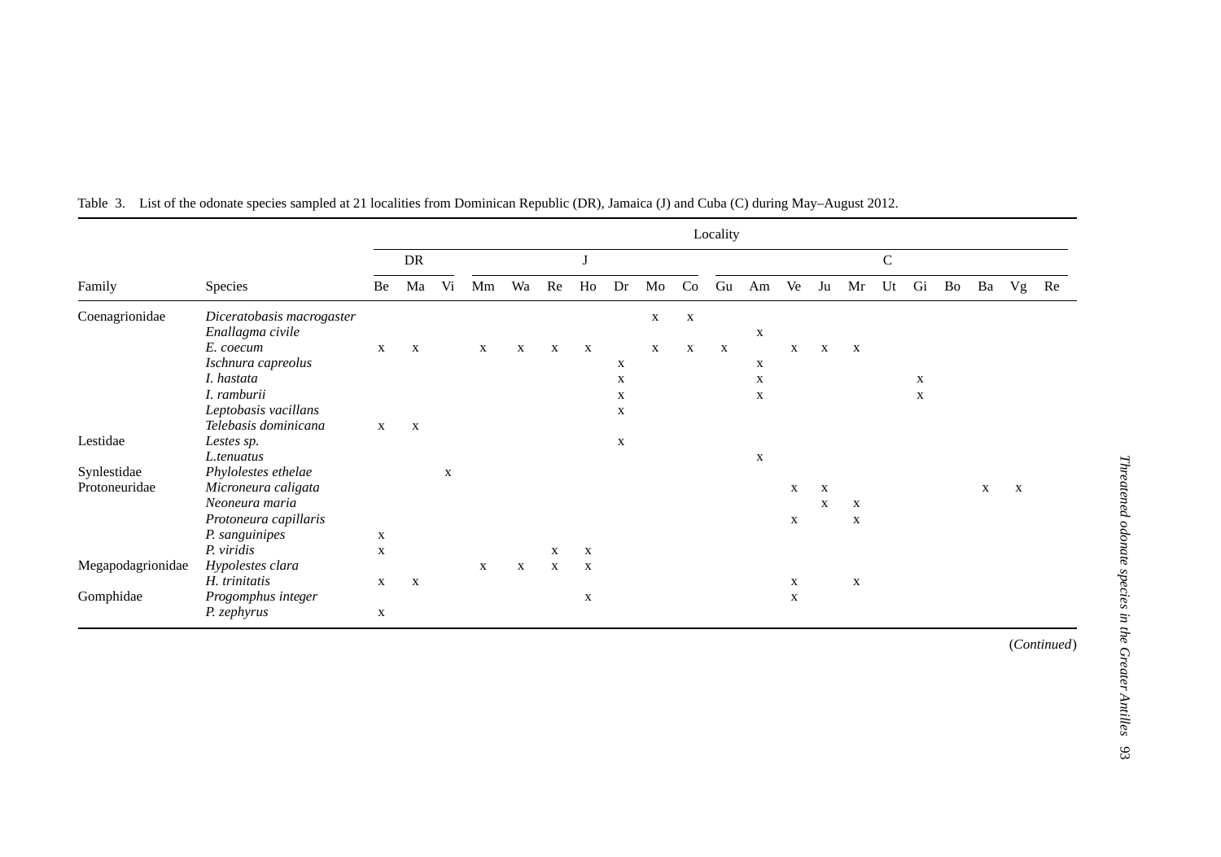Table 3. List of the odonate species sampled at 21 localities from Dominican Republic (DR), Jamaica (J) and Cuba (C) during May–August 2012.

| | | Locality | | | | | | | | | | | | | | | | | | | | |
|---|---|---|---|---|---|---|---|---|---|---|---|---|---|---|---|---|---|---|---|---|---|---|
| | | DR | | | J | | | | | | | C | | | | | | | | | | |
| Family | Species | Be | Ma | Vi | Mm | Wa | Re | Ho | Dr | Mo | Co | Gu | Am | Ve | Ju | Mr | Ut | Gi | Bo | Ba | Vg | Re |
| Coenagrionidae | *Diceratobasis macrogaster* | | | | | | | | | x | x | | | | | | | | | | | |
| | *Enallagma civile* | | | | | | | | | | | | x | | | | | | | | | |
| | *E. coecum* | x | x | | x | x | x | x | | x | x | x | | x | x | x | | | | | | |
| | *Ischnura capreolus* | | | | | | | | x | | | | x | | | | | | | | | |
| | *I. hastata* | | | | | | | | x | | | | x | | | | | x | | | | |
| | *I. ramburii* | | | | | | | | x | | | | x | | | | | x | | | | |
| | *Leptobasis vacillans* | | | | | | | | x | | | | | | | | | | | | | |
| | *Telebasis dominicana* | x | x | | | | | | | | | | | | | | | | | | | |
| Lestidae | *Lestes sp.* | | | | | | | | x | | | | | | | | | | | | | |
| | *L.tenuatus* | | | | | | | | | | | | x | | | | | | | | | |
| Synlestidae | *Phylolestes ethelae* | | | x | | | | | | | | | | | | | | | | | | |
| Protoneuridae | *Microneura caligata* | | | | | | | | | | | | | x | x | | | | | x | x | |
| | *Neoneura maria* | | | | | | | | | | | | | | x | x | | | | | | |
| | *Protoneura capillaris* | | | | | | | | | | | | | x | | x | | | | | | |
| | *P. sanguinipes* | x | | | | | | | | | | | | | | | | | | | | |
| | *P. viridis* | x | | | | | x | x | | | | | | | | | | | | | | |
| Megapodagrionidae | *Hypolestes clara* | | | | x | x | x | x | | | | | | | | | | | | | | |
| | *H. trinitatis* | x | x | | | | | | | | | | | x | | x | | | | | | |
| Gomphidae | *Progomphus integer* | | | | | | | x | | | | | | x | | | | | | | | |
| | *P. zephyrus* | x | | | | | | | | | | | | | | | | | | | | |

(*Continued*)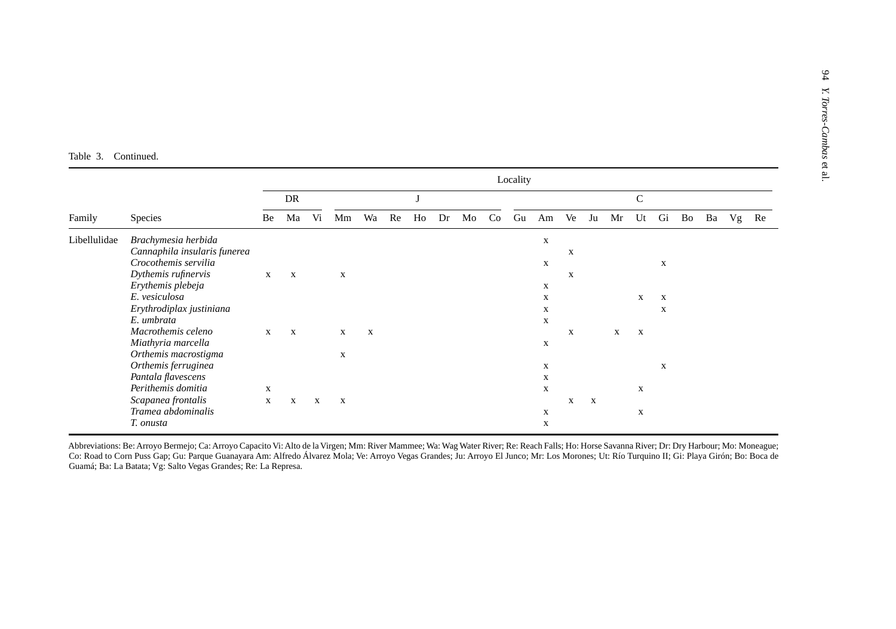Table 3. Continued.

| Family | Species | Locality | | | | | | | | | | | | | | | | | | | | |
|---|---|---|---|---|---|---|---|---|---|---|---|---|---|---|---|---|---|---|---|---|---|---|
| | | DR | | | J | | | | | | | C | | | | | | | | | | |
| | | Be | Ma | Vi | Mm | Wa | Re | Ho | Dr | Mo | Co | Gu | Am | Ve | Ju | Mr | Ut | Gi | Bo | Ba | Vg | Re |
| Libellulidae | *Brachymesia herbida* | | | | | | | | | | | | x | | | | | | | | | |
| | *Cannaphila insularis funerea* | | | | | | | | | | | | | x | | | | | | | | |
| | *Crocothemis servilia* | | | | | | | | | | | | x | | | | | x | | | | |
| | *Dythemis rufinervis* | x | x | | x | | | | | | | | | x | | | | | | | | |
| | *Erythemis plebeja* | | | | | | | | | | | | x | | | | | | | | | |
| | *E. vesiculosa* | | | | | | | | | | | | x | | | | x | x | | | | |
| | *Erythrodiplax justiniana* | | | | | | | | | | | | x | | | | | x | | | | |
| | *E. umbrata* | | | | | | | | | | | | x | | | | | | | | | |
| | *Macrothemis celeno* | x | x | | x | x | | | | | | | | x | | x | x | | | | | |
| | *Miathyria marcella* | | | | | | | | | | | | x | | | | | | | | | |
| | *Orthemis macrostigma* | | | | x | | | | | | | | | | | | | | | | | |
| | *Orthemis ferruginea* | | | | | | | | | | | | x | | | | | x | | | | |
| | *Pantala flavescens* | | | | | | | | | | | | x | | | | | | | | | |
| | *Perithemis domitia* | x | | | | | | | | | | | x | | | | x | | | | | |
| | *Scapanea frontalis* | x | x | x | x | | | | | | | | | x | x | | | | | | | |
| | *Tramea abdominalis* | | | | | | | | | | | | x | | | | x | | | | | |
| | *T. onusta* | | | | | | | | | | | | x | | | | | | | | | |

Abbreviations: Be: Arroyo Bermejo; Ca: Arroyo Capacito Vi: Alto de la Virgen; Mm: River Mammee; Wa: Wag Water River; Re: Reach Falls; Ho: Horse Savanna River; Dr: Dry Harbour; Mo: Moneague; Co: Road to Corn Puss Gap; Gu: Parque Guanayara Am: Alfredo Álvarez Mola; Ve: Arroyo Vegas Grandes; Ju: Arroyo El Junco; Mr: Los Morones; Ut: Río Turquino II; Gi: Playa Girón; Bo: Boca de Guamá; Ba: La Batata; Vg: Salto Vegas Grandes; Re: La Represa.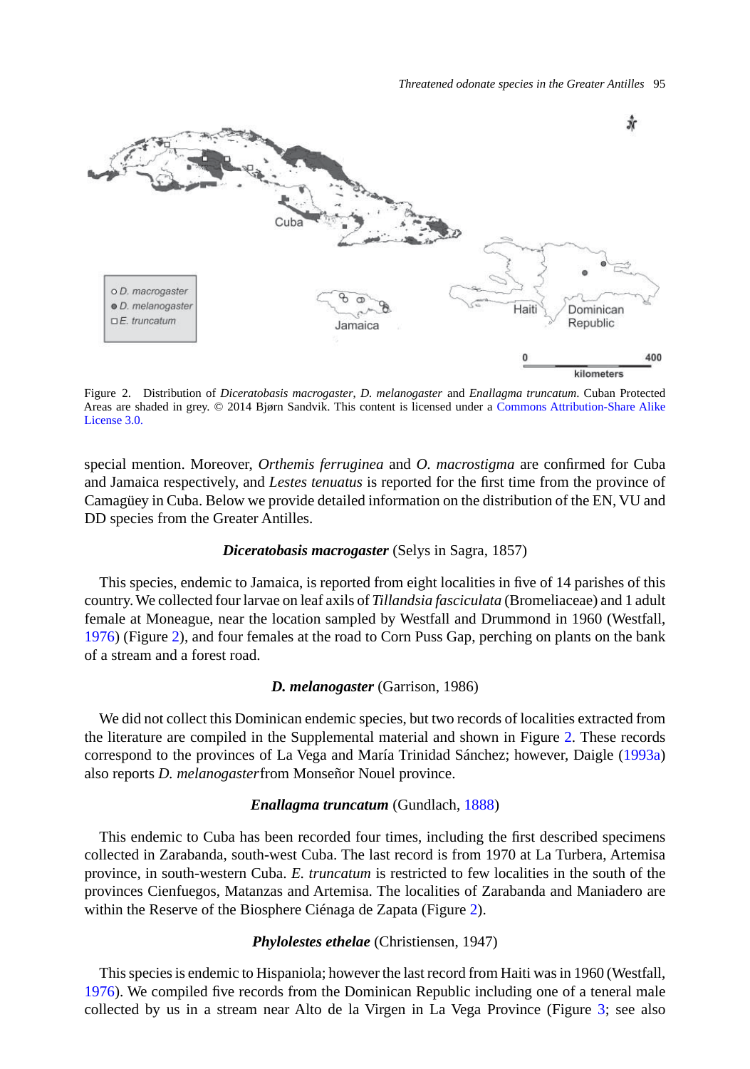Figure 2. Distribution of *Diceratobasis macrogaster*, *D. melanogaster* and *Enallagma truncatum*. Cuban Protected Areas are shaded in grey. © 2014 Bjørn Sandvik. This content is licensed under a Commons Attribution-Share Alike License 3.0.

special mention. Moreover, *Orthemis ferruginea* and *O. macrostigma* are confirmed for Cuba and Jamaica respectively, and *Lestes tenuatus* is reported for the first time from the province of Camagüey in Cuba. Below we provide detailed information on the distribution of the EN, VU and DD species from the Greater Antilles.

### ***Diceratobasis macrogaster*** (Selys in Sagra, 1857)

This species, endemic to Jamaica, is reported from eight localities in five of 14 parishes of this country. We collected four larvae on leaf axils of *Tillandsia fasciculata* (Bromeliaceae) and 1 adult female at Moneague, near the location sampled by Westfall and Drummond in 1960 (Westfall, 1976) (Figure 2), and four females at the road to Corn Puss Gap, perching on plants on the bank of a stream and a forest road.

### ***D. melanogaster*** (Garrison, 1986)

We did not collect this Dominican endemic species, but two records of localities extracted from the literature are compiled in the Supplemental material and shown in Figure 2. These records correspond to the provinces of La Vega and María Trinidad Sánchez; however, Daigle (1993a) also reports *D. melanogaster* from Monseñor Nouel province.

### ***Enallagma truncatum*** (Gundlach, 1888)

This endemic to Cuba has been recorded four times, including the first described specimens collected in Zarabanda, south-west Cuba. The last record is from 1970 at La Turbera, Artemisa province, in south-western Cuba. *E. truncatum* is restricted to few localities in the south of the provinces Cienfuegos, Matanzas and Artemisa. The localities of Zarabanda and Maniadero are within the Reserve of the Biosphere Ciénaga de Zapata (Figure 2).

### ***Phylolestes ethelae*** (Christiensen, 1947)

This species is endemic to Hispaniola; however the last record from Haiti was in 1960 (Westfall, 1976). We compiled five records from the Dominican Republic including one of a teneral male collected by us in a stream near Alto de la Virgen in La Vega Province (Figure 3; see also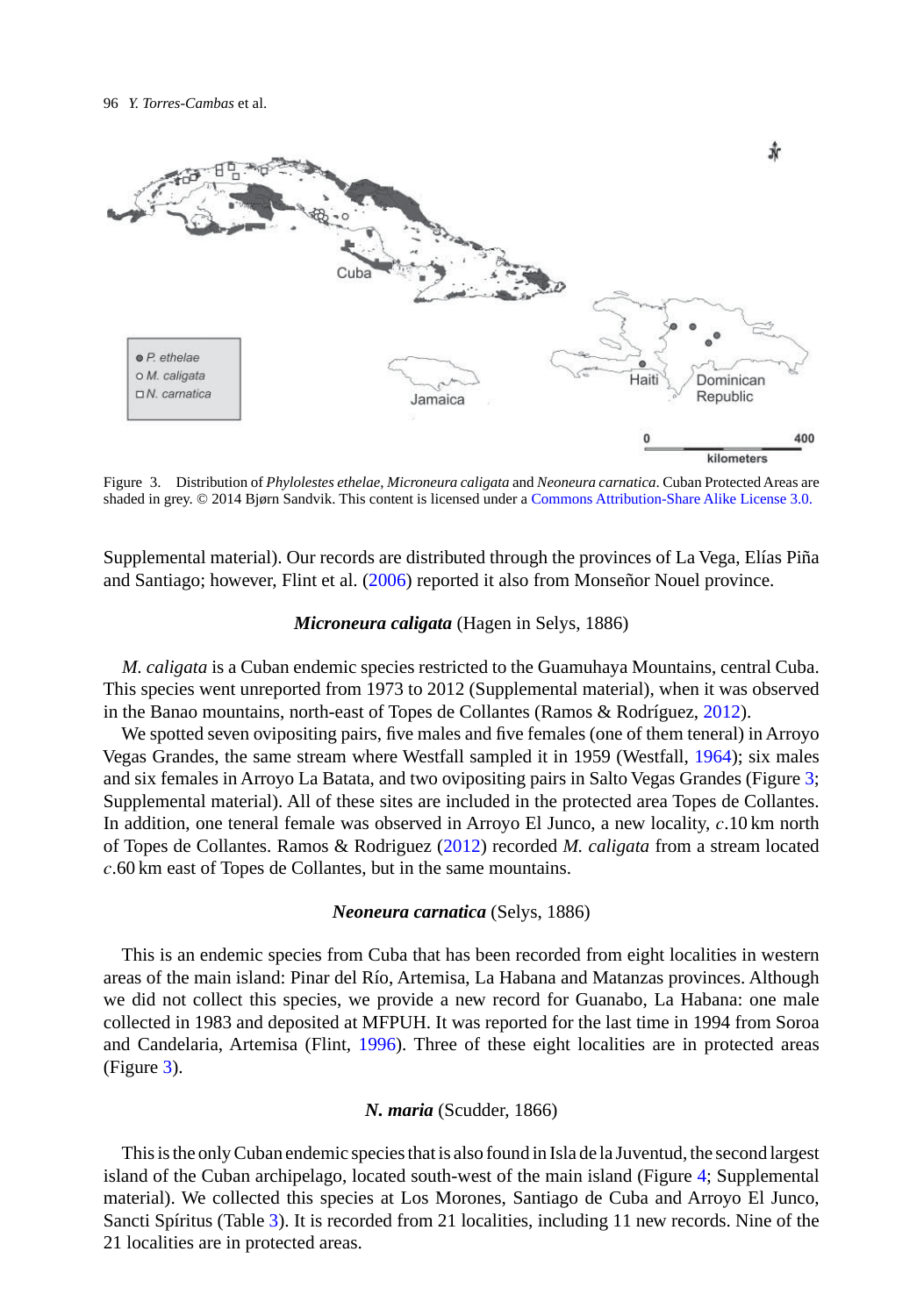Figure 3. Distribution of *Phylolestes ethelae*, *Microneura caligata* and *Neoneura carnatica*. Cuban Protected Areas are shaded in grey. © 2014 Bjørn Sandvik. This content is licensed under a Commons Attribution-Share Alike License 3.0.

Supplemental material). Our records are distributed through the provinces of La Vega, Elías Piña and Santiago; however, Flint et al. (2006) reported it also from Monseñor Nouel province.

### *Microneura caligata* (Hagen in Selys, 1886)

*M. caligata* is a Cuban endemic species restricted to the Guamuhaya Mountains, central Cuba. This species went unreported from 1973 to 2012 (Supplemental material), when it was observed in the Banao mountains, north-east of Topes de Collantes (Ramos & Rodríguez, 2012).

We spotted seven ovipositing pairs, five males and five females (one of them teneral) in Arroyo Vegas Grandes, the same stream where Westfall sampled it in 1959 (Westfall, 1964); six males and six females in Arroyo La Batata, and two ovipositing pairs in Salto Vegas Grandes (Figure 3; Supplemental material). All of these sites are included in the protected area Topes de Collantes. In addition, one teneral female was observed in Arroyo El Junco, a new locality, *c.*10 km north of Topes de Collantes. Ramos & Rodriguez (2012) recorded *M. caligata* from a stream located *c.*60 km east of Topes de Collantes, but in the same mountains.

### *Neoneura carnatica* (Selys, 1886)

This is an endemic species from Cuba that has been recorded from eight localities in western areas of the main island: Pinar del Río, Artemisa, La Habana and Matanzas provinces. Although we did not collect this species, we provide a new record for Guanabo, La Habana: one male collected in 1983 and deposited at MFPUH. It was reported for the last time in 1994 from Soroa and Candelaria, Artemisa (Flint, 1996). Three of these eight localities are in protected areas (Figure 3).

### *N. maria* (Scudder, 1866)

This is the only Cuban endemic species that is also found in Isla de la Juventud, the second largest island of the Cuban archipelago, located south-west of the main island (Figure 4; Supplemental material). We collected this species at Los Morones, Santiago de Cuba and Arroyo El Junco, Sancti Spíritus (Table 3). It is recorded from 21 localities, including 11 new records. Nine of the 21 localities are in protected areas.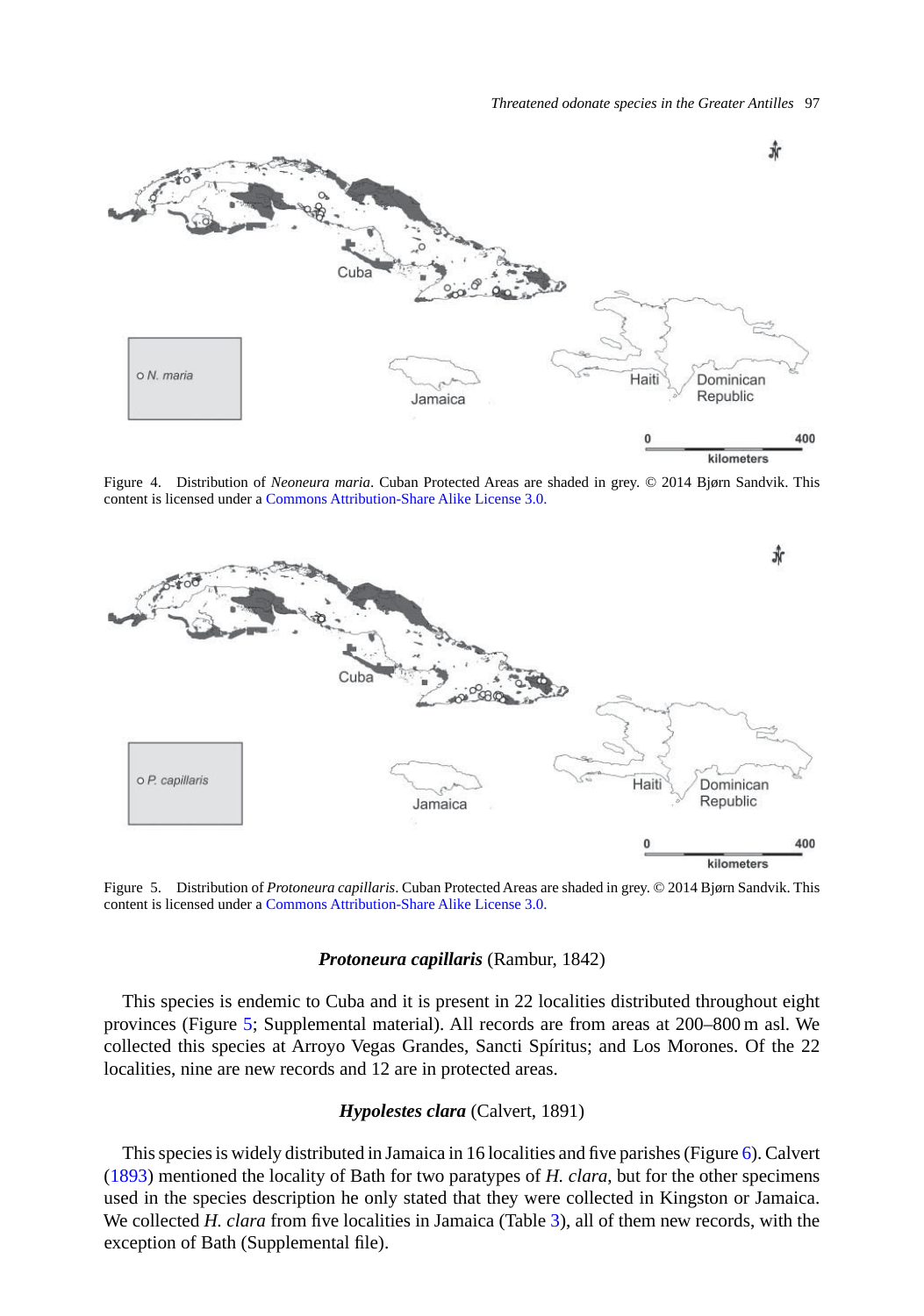Figure 4. Distribution of *Neoneura maria*. Cuban Protected Areas are shaded in grey. © 2014 Bjørn Sandvik. This content is licensed under a Commons Attribution-Share Alike License 3.0.

Figure 5. Distribution of *Protoneura capillaris*. Cuban Protected Areas are shaded in grey. © 2014 Bjørn Sandvik. This content is licensed under a Commons Attribution-Share Alike License 3.0.

### ***Protoneura capillaris*** (Rambur, 1842)

This species is endemic to Cuba and it is present in 22 localities distributed throughout eight provinces (Figure 5; Supplemental material). All records are from areas at 200–800 m asl. We collected this species at Arroyo Vegas Grandes, Sancti Spíritus; and Los Morones. Of the 22 localities, nine are new records and 12 are in protected areas.

### ***Hypolestes clara*** (Calvert, 1891)

This species is widely distributed in Jamaica in 16 localities and five parishes (Figure 6). Calvert (1893) mentioned the locality of Bath for two paratypes of *H. clara*, but for the other specimens used in the species description he only stated that they were collected in Kingston or Jamaica. We collected *H. clara* from five localities in Jamaica (Table 3), all of them new records, with the exception of Bath (Supplemental file).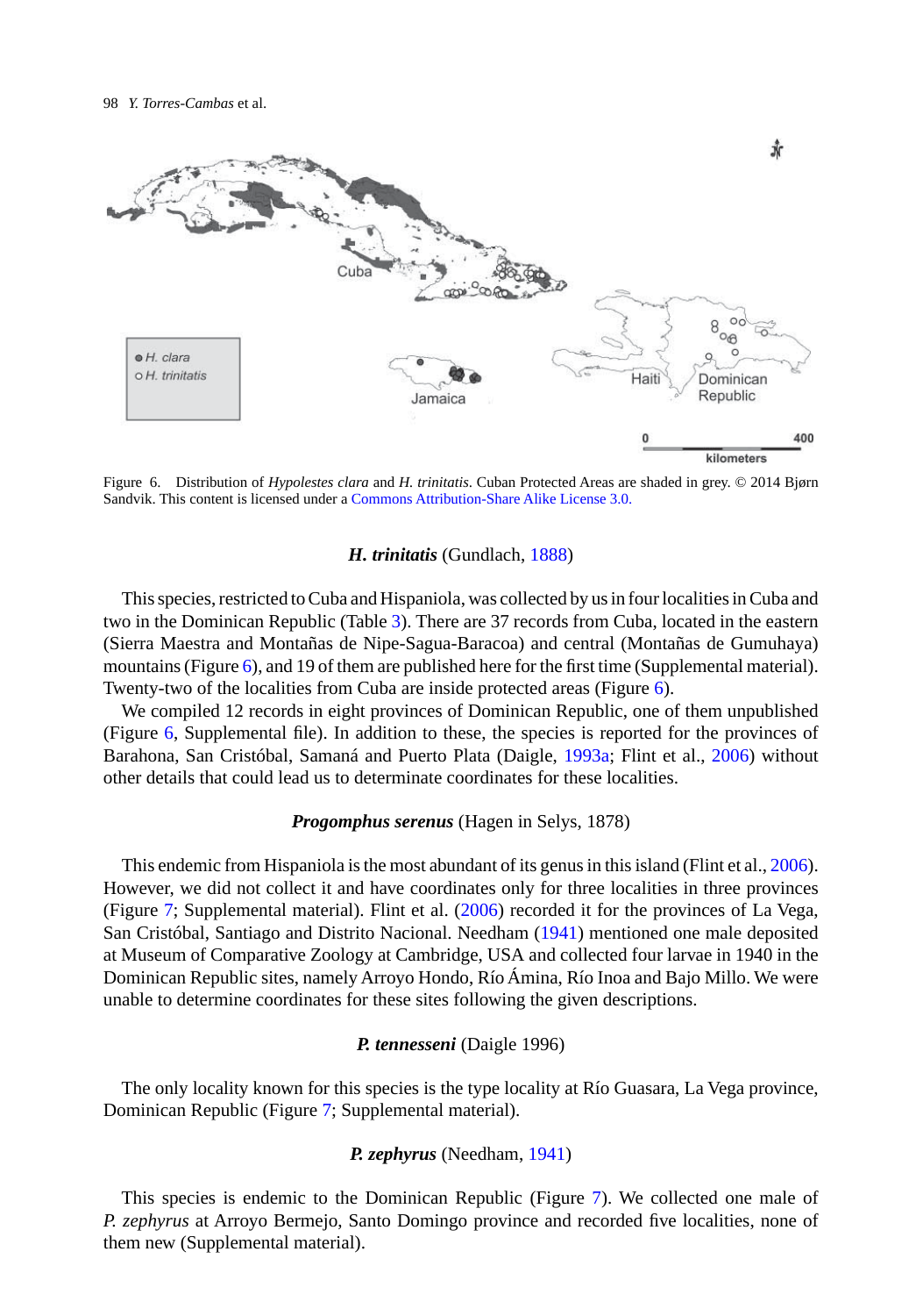Figure 6. Distribution of *Hypolestes clara* and *H. trinitatis*. Cuban Protected Areas are shaded in grey. © 2014 Bjørn Sandvik. This content is licensed under a Commons Attribution-Share Alike License 3.0.

### *H. trinitatis* (Gundlach, 1888)

This species, restricted to Cuba and Hispaniola, was collected by us in four localities in Cuba and two in the Dominican Republic (Table 3). There are 37 records from Cuba, located in the eastern (Sierra Maestra and Montañas de Nipe-Sagua-Baracoa) and central (Montañas de Gumuhaya) mountains (Figure 6), and 19 of them are published here for the first time (Supplemental material). Twenty-two of the localities from Cuba are inside protected areas (Figure 6).

We compiled 12 records in eight provinces of Dominican Republic, one of them unpublished (Figure 6, Supplemental file). In addition to these, the species is reported for the provinces of Barahona, San Cristóbal, Samaná and Puerto Plata (Daigle, 1993a; Flint et al., 2006) without other details that could lead us to determinate coordinates for these localities.

### *Progomphus serenus* (Hagen in Selys, 1878)

This endemic from Hispaniola is the most abundant of its genus in this island (Flint et al., 2006). However, we did not collect it and have coordinates only for three localities in three provinces (Figure 7; Supplemental material). Flint et al. (2006) recorded it for the provinces of La Vega, San Cristóbal, Santiago and Distrito Nacional. Needham (1941) mentioned one male deposited at Museum of Comparative Zoology at Cambridge, USA and collected four larvae in 1940 in the Dominican Republic sites, namely Arroyo Hondo, Río Ámina, Río Inoa and Bajo Millo. We were unable to determine coordinates for these sites following the given descriptions.

### *P. tennesseni* (Daigle 1996)

The only locality known for this species is the type locality at Río Guasara, La Vega province, Dominican Republic (Figure 7; Supplemental material).

### *P. zephyrus* (Needham, 1941)

This species is endemic to the Dominican Republic (Figure 7). We collected one male of *P. zephyrus* at Arroyo Bermejo, Santo Domingo province and recorded five localities, none of them new (Supplemental material).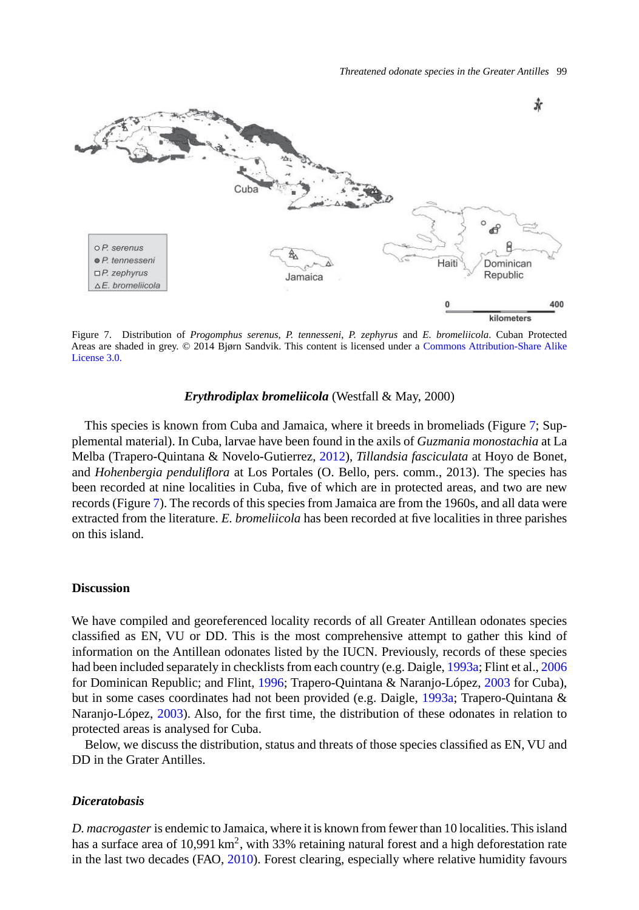Figure 7. Distribution of *Progomphus serenus*, *P. tennesseni*, *P. zephyrus* and *E. bromeliicola*. Cuban Protected Areas are shaded in grey. © 2014 Bjørn Sandvik. This content is licensed under a Commons Attribution-Share Alike License 3.0.

***Erythrodiplax bromeliicola*** (Westfall & May, 2000)

This species is known from Cuba and Jamaica, where it breeds in bromeliads (Figure 7; Supplemental material). In Cuba, larvae have been found in the axils of *Guzmania monostachia* at La Melba (Trapero-Quintana & Novelo-Gutierrez, 2012), *Tillandsia fasciculata* at Hoyo de Bonet, and *Hohenbergia penduliflora* at Los Portales (O. Bello, pers. comm., 2013). The species has been recorded at nine localities in Cuba, five of which are in protected areas, and two are new records (Figure 7). The records of this species from Jamaica are from the 1960s, and all data were extracted from the literature. *E. bromeliicola* has been recorded at five localities in three parishes on this island.

## Discussion

We have compiled and georeferenced locality records of all Greater Antillean odonates species classified as EN, VU or DD. This is the most comprehensive attempt to gather this kind of information on the Antillean odonates listed by the IUCN. Previously, records of these species had been included separately in checklists from each country (e.g. Daigle, 1993a; Flint et al., 2006 for Dominican Republic; and Flint, 1996; Trapero-Quintana & Naranjo-López, 2003 for Cuba), but in some cases coordinates had not been provided (e.g. Daigle, 1993a; Trapero-Quintana & Naranjo-López, 2003). Also, for the first time, the distribution of these odonates in relation to protected areas is analysed for Cuba.

Below, we discuss the distribution, status and threats of those species classified as EN, VU and DD in the Grater Antilles.

### *Diceratobasis*

*D. macrogaster* is endemic to Jamaica, where it is known from fewer than 10 localities. This island has a surface area of 10,991 km$^2$, with 33% retaining natural forest and a high deforestation rate in the last two decades (FAO, 2010). Forest clearing, especially where relative humidity favours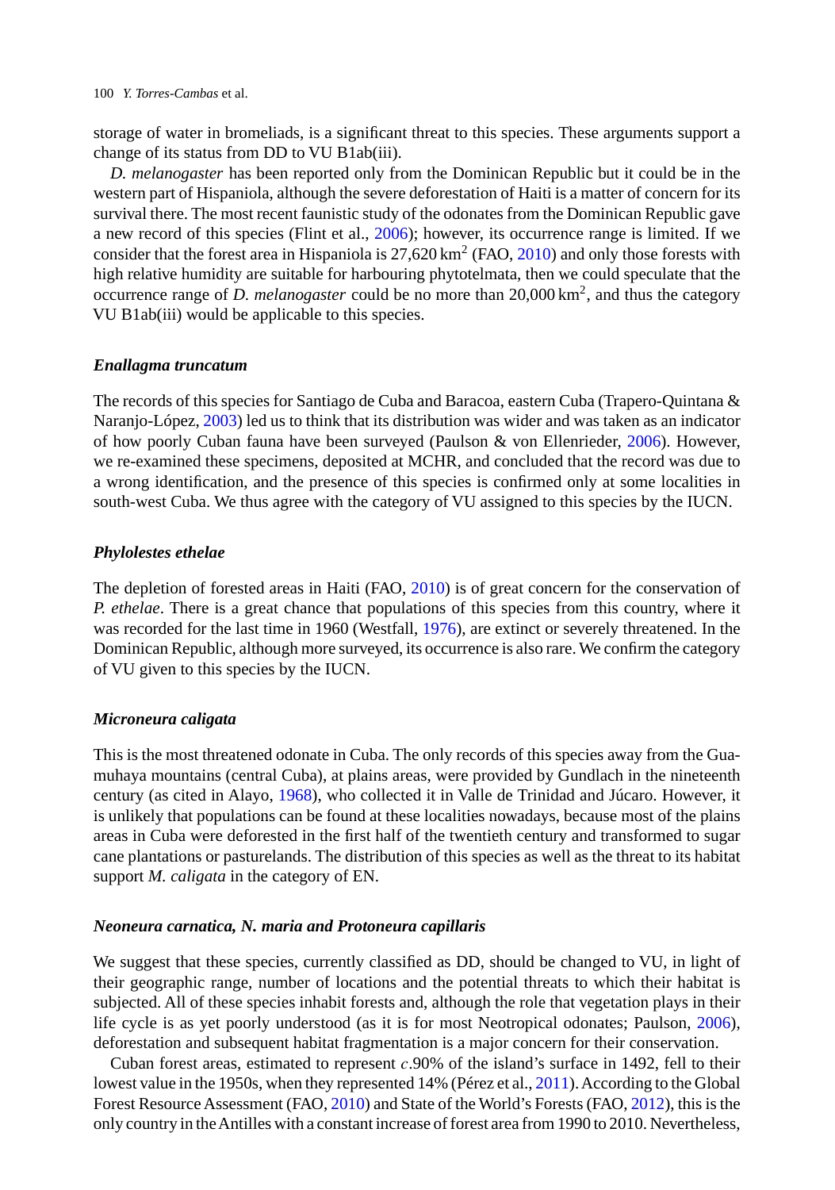storage of water in bromeliads, is a significant threat to this species. These arguments support a change of its status from DD to VU B1ab(iii).

*D. melanogaster* has been reported only from the Dominican Republic but it could be in the western part of Hispaniola, although the severe deforestation of Haiti is a matter of concern for its survival there. The most recent faunistic study of the odonates from the Dominican Republic gave a new record of this species (Flint et al., 2006); however, its occurrence range is limited. If we consider that the forest area in Hispaniola is 27,620 km$^2$ (FAO, 2010) and only those forests with high relative humidity are suitable for harbouring phytotelmata, then we could speculate that the occurrence range of *D. melanogaster* could be no more than 20,000 km$^2$, and thus the category VU B1ab(iii) would be applicable to this species.

### *Enallagma truncatum*

The records of this species for Santiago de Cuba and Baracoa, eastern Cuba (Trapero-Quintana & Naranjo-López, 2003) led us to think that its distribution was wider and was taken as an indicator of how poorly Cuban fauna have been surveyed (Paulson & von Ellenrieder, 2006). However, we re-examined these specimens, deposited at MCHR, and concluded that the record was due to a wrong identification, and the presence of this species is confirmed only at some localities in south-west Cuba. We thus agree with the category of VU assigned to this species by the IUCN.

### *Phylolestes ethelae*

The depletion of forested areas in Haiti (FAO, 2010) is of great concern for the conservation of *P. ethelae*. There is a great chance that populations of this species from this country, where it was recorded for the last time in 1960 (Westfall, 1976), are extinct or severely threatened. In the Dominican Republic, although more surveyed, its occurrence is also rare. We confirm the category of VU given to this species by the IUCN.

### *Microneura caligata*

This is the most threatened odonate in Cuba. The only records of this species away from the Guamuhaya mountains (central Cuba), at plains areas, were provided by Gundlach in the nineteenth century (as cited in Alayo, 1968), who collected it in Valle de Trinidad and Júcaro. However, it is unlikely that populations can be found at these localities nowadays, because most of the plains areas in Cuba were deforested in the first half of the twentieth century and transformed to sugar cane plantations or pasturelands. The distribution of this species as well as the threat to its habitat support *M. caligata* in the category of EN.

### *Neoneura carnatica, N. maria and Protoneura capillaris*

We suggest that these species, currently classified as DD, should be changed to VU, in light of their geographic range, number of locations and the potential threats to which their habitat is subjected. All of these species inhabit forests and, although the role that vegetation plays in their life cycle is as yet poorly understood (as it is for most Neotropical odonates; Paulson, 2006), deforestation and subsequent habitat fragmentation is a major concern for their conservation.

Cuban forest areas, estimated to represent *c*.90% of the island's surface in 1492, fell to their lowest value in the 1950s, when they represented 14% (Pérez et al., 2011). According to the Global Forest Resource Assessment (FAO, 2010) and State of the World's Forests (FAO, 2012), this is the only country in the Antilles with a constant increase of forest area from 1990 to 2010. Nevertheless,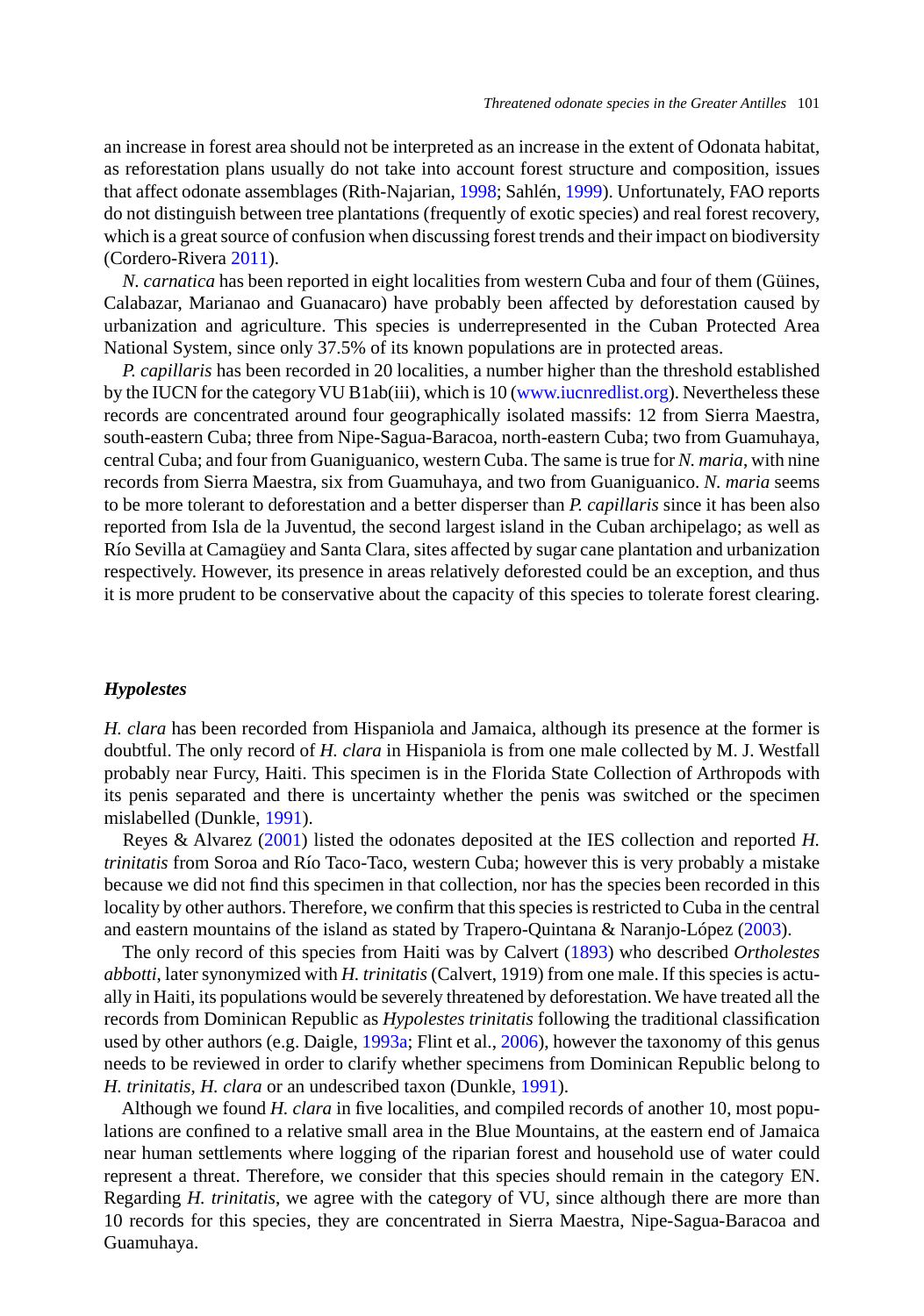an increase in forest area should not be interpreted as an increase in the extent of Odonata habitat, as reforestation plans usually do not take into account forest structure and composition, issues that affect odonate assemblages (Rith-Najarian, 1998; Sahlén, 1999). Unfortunately, FAO reports do not distinguish between tree plantations (frequently of exotic species) and real forest recovery, which is a great source of confusion when discussing forest trends and their impact on biodiversity (Cordero-Rivera 2011).

*N. carnatica* has been reported in eight localities from western Cuba and four of them (Güines, Calabazar, Marianao and Guanacaro) have probably been affected by deforestation caused by urbanization and agriculture. This species is underrepresented in the Cuban Protected Area National System, since only 37.5% of its known populations are in protected areas.

*P. capillaris* has been recorded in 20 localities, a number higher than the threshold established by the IUCN for the category VU B1ab(iii), which is 10 (www.iucnredlist.org). Nevertheless these records are concentrated around four geographically isolated massifs: 12 from Sierra Maestra, south-eastern Cuba; three from Nipe-Sagua-Baracoa, north-eastern Cuba; two from Guamuhaya, central Cuba; and four from Guaniguanico, western Cuba. The same is true for *N. maria*, with nine records from Sierra Maestra, six from Guamuhaya, and two from Guaniguanico. *N. maria* seems to be more tolerant to deforestation and a better disperser than *P. capillaris* since it has been also reported from Isla de la Juventud, the second largest island in the Cuban archipelago; as well as Río Sevilla at Camagüey and Santa Clara, sites affected by sugar cane plantation and urbanization respectively. However, its presence in areas relatively deforested could be an exception, and thus it is more prudent to be conservative about the capacity of this species to tolerate forest clearing.

### *Hypolestes*

*H. clara* has been recorded from Hispaniola and Jamaica, although its presence at the former is doubtful. The only record of *H. clara* in Hispaniola is from one male collected by M. J. Westfall probably near Furcy, Haiti. This specimen is in the Florida State Collection of Arthropods with its penis separated and there is uncertainty whether the penis was switched or the specimen mislabelled (Dunkle, 1991).

Reyes & Alvarez (2001) listed the odonates deposited at the IES collection and reported *H. trinitatis* from Soroa and Río Taco-Taco, western Cuba; however this is very probably a mistake because we did not find this specimen in that collection, nor has the species been recorded in this locality by other authors. Therefore, we confirm that this species is restricted to Cuba in the central and eastern mountains of the island as stated by Trapero-Quintana & Naranjo-López (2003).

The only record of this species from Haiti was by Calvert (1893) who described *Ortholestes abbotti*, later synonymized with *H. trinitatis* (Calvert, 1919) from one male. If this species is actually in Haiti, its populations would be severely threatened by deforestation. We have treated all the records from Dominican Republic as *Hypolestes trinitatis* following the traditional classification used by other authors (e.g. Daigle, 1993a; Flint et al., 2006), however the taxonomy of this genus needs to be reviewed in order to clarify whether specimens from Dominican Republic belong to *H. trinitatis*, *H. clara* or an undescribed taxon (Dunkle, 1991).

Although we found *H. clara* in five localities, and compiled records of another 10, most populations are confined to a relative small area in the Blue Mountains, at the eastern end of Jamaica near human settlements where logging of the riparian forest and household use of water could represent a threat. Therefore, we consider that this species should remain in the category EN. Regarding *H. trinitatis*, we agree with the category of VU, since although there are more than 10 records for this species, they are concentrated in Sierra Maestra, Nipe-Sagua-Baracoa and Guamuhaya.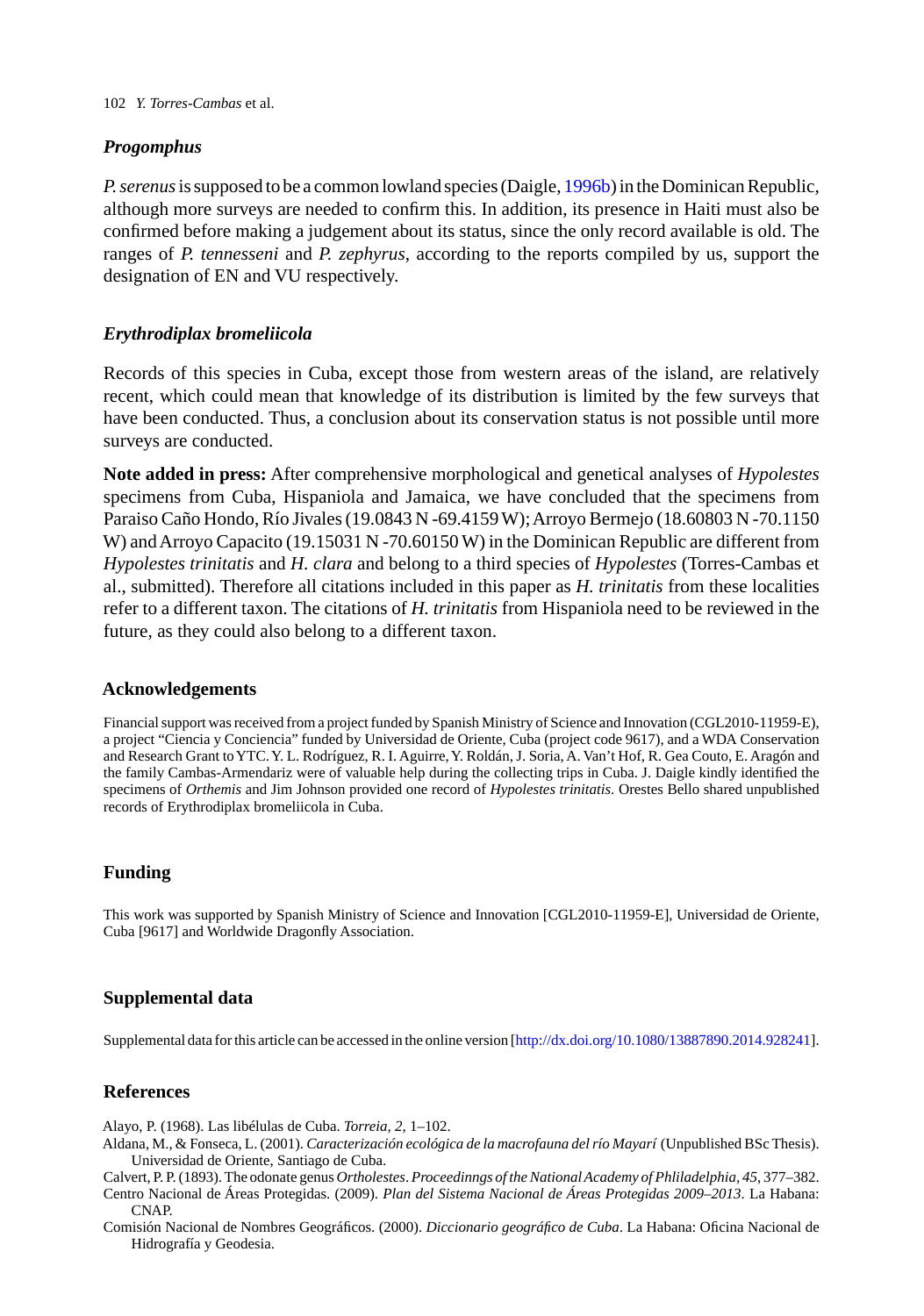### *Progomphus*

*P. serenus* is supposed to be a common lowland species (Daigle, 1996b) in the Dominican Republic, although more surveys are needed to confirm this. In addition, its presence in Haiti must also be confirmed before making a judgement about its status, since the only record available is old. The ranges of *P. tennesseni* and *P. zephyrus*, according to the reports compiled by us, support the designation of EN and VU respectively.

### *Erythrodiplax bromeliicola*

Records of this species in Cuba, except those from western areas of the island, are relatively recent, which could mean that knowledge of its distribution is limited by the few surveys that have been conducted. Thus, a conclusion about its conservation status is not possible until more surveys are conducted.

**Note added in press:** After comprehensive morphological and genetical analyses of *Hypolestes* specimens from Cuba, Hispaniola and Jamaica, we have concluded that the specimens from Paraiso Caño Hondo, Río Jivales (19.0843 N -69.4159 W); Arroyo Bermejo (18.60803 N -70.1150 W) and Arroyo Capacito (19.15031 N -70.60150 W) in the Dominican Republic are different from *Hypolestes trinitatis* and *H. clara* and belong to a third species of *Hypolestes* (Torres-Cambas et al., submitted). Therefore all citations included in this paper as *H. trinitatis* from these localities refer to a different taxon. The citations of *H. trinitatis* from Hispaniola need to be reviewed in the future, as they could also belong to a different taxon.

## Acknowledgements

Financial support was received from a project funded by Spanish Ministry of Science and Innovation (CGL2010-11959-E), a project "Ciencia y Conciencia" funded by Universidad de Oriente, Cuba (project code 9617), and a WDA Conservation and Research Grant to YTC. Y. L. Rodríguez, R. I. Aguirre, Y. Roldán, J. Soria, A. Van't Hof, R. Gea Couto, E. Aragón and the family Cambas-Armendariz were of valuable help during the collecting trips in Cuba. J. Daigle kindly identified the specimens of *Orthemis* and Jim Johnson provided one record of *Hypolestes trinitatis*. Orestes Bello shared unpublished records of Erythrodiplax bromeliicola in Cuba.

## Funding

This work was supported by Spanish Ministry of Science and Innovation [CGL2010-11959-E], Universidad de Oriente, Cuba [9617] and Worldwide Dragonfly Association.

## Supplemental data

Supplemental data for this article can be accessed in the online version [http://dx.doi.org/10.1080/13887890.2014.928241].

## References

Alayo, P. (1968). Las libélulas de Cuba. *Torreia*, *2*, 1–102.

Aldana, M., & Fonseca, L. (2001). *Caracterización ecológica de la macrofauna del río Mayarí* (Unpublished BSc Thesis). Universidad de Oriente, Santiago de Cuba.

Calvert, P. P. (1893). The odonate genus *Ortholestes*. *Proceedinngs of the National Academy of Phliladelphia*, *45*, 377–382.

Centro Nacional de Áreas Protegidas. (2009). *Plan del Sistema Nacional de Áreas Protegidas 2009–2013*. La Habana: CNAP.

Comisión Nacional de Nombres Geográficos. (2000). *Diccionario geográfico de Cuba*. La Habana: Oficina Nacional de Hidrografía y Geodesia.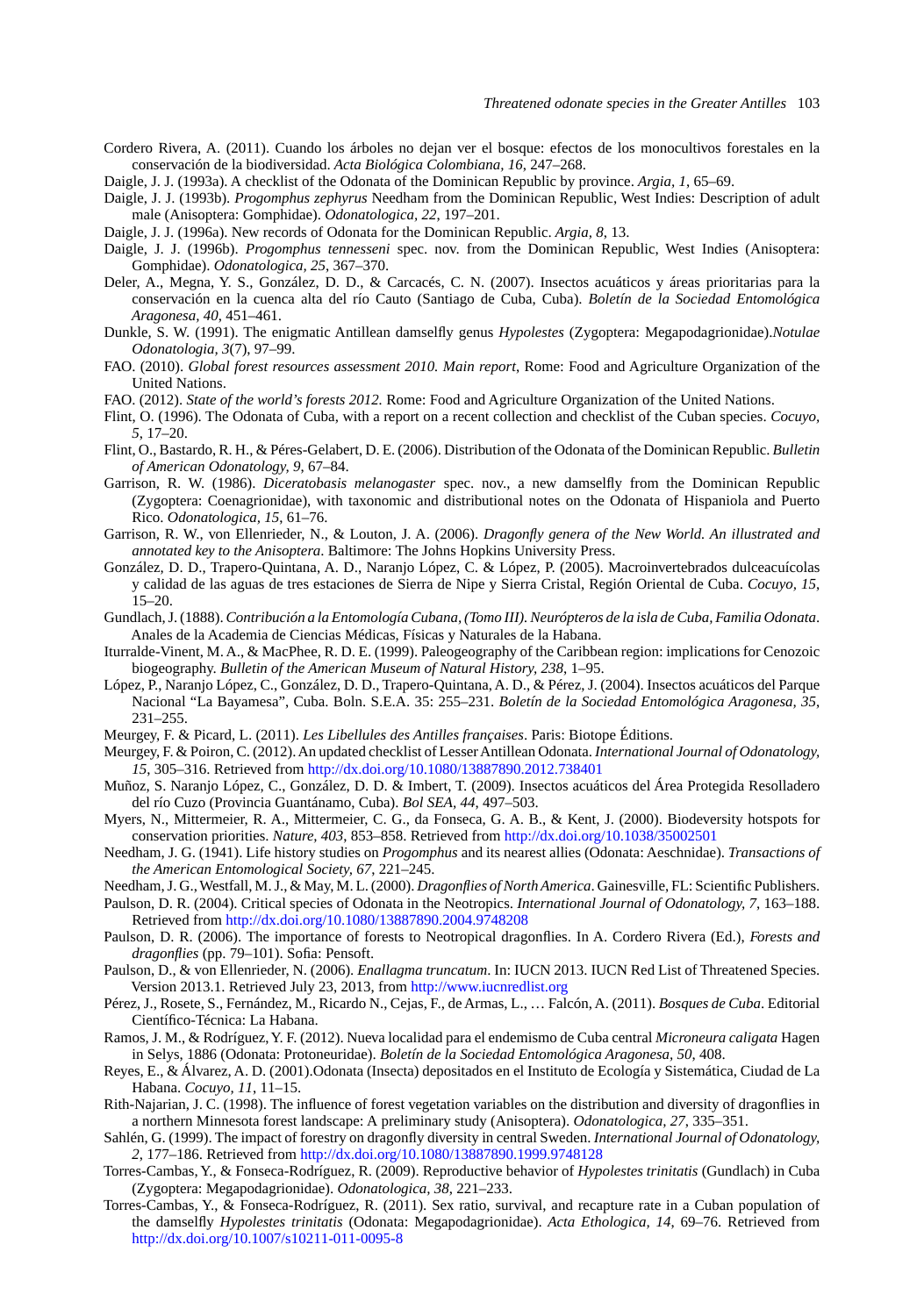Cordero Rivera, A. (2011). Cuando los árboles no dejan ver el bosque: efectos de los monocultivos forestales en la conservación de la biodiversidad. *Acta Biológica Colombiana, 16*, 247–268.

Daigle, J. J. (1993a). A checklist of the Odonata of the Dominican Republic by province. *Argia, 1*, 65–69.

Daigle, J. J. (1993b). *Progomphus zephyrus* Needham from the Dominican Republic, West Indies: Description of adult male (Anisoptera: Gomphidae). *Odonatologica, 22*, 197–201.

Daigle, J. J. (1996a). New records of Odonata for the Dominican Republic. *Argia, 8*, 13.

Daigle, J. J. (1996b). *Progomphus tennesseni* spec. nov. from the Dominican Republic, West Indies (Anisoptera: Gomphidae). *Odonatologica, 25*, 367–370.

Deler, A., Megna, Y. S., González, D. D., & Carcacés, C. N. (2007). Insectos acuáticos y áreas prioritarias para la conservación en la cuenca alta del río Cauto (Santiago de Cuba, Cuba). *Boletín de la Sociedad Entomológica Aragonesa, 40*, 451–461.

Dunkle, S. W. (1991). The enigmatic Antillean damselfly genus *Hypolestes* (Zygoptera: Megapodagrionidae).*Notulae Odonatologia, 3*(7), 97–99.

FAO. (2010). *Global forest resources assessment 2010. Main report*, Rome: Food and Agriculture Organization of the United Nations.

FAO. (2012). *State of the world's forests 2012.* Rome: Food and Agriculture Organization of the United Nations.

Flint, O. (1996). The Odonata of Cuba, with a report on a recent collection and checklist of the Cuban species. *Cocuyo, 5*, 17–20.

Flint, O., Bastardo, R. H., & Péres-Gelabert, D. E. (2006). Distribution of the Odonata of the Dominican Republic. *Bulletin of American Odonatology, 9*, 67–84.

Garrison, R. W. (1986). *Diceratobasis melanogaster* spec. nov., a new damselfly from the Dominican Republic (Zygoptera: Coenagrionidae), with taxonomic and distributional notes on the Odonata of Hispaniola and Puerto Rico. *Odonatologica, 15*, 61–76.

Garrison, R. W., von Ellenrieder, N., & Louton, J. A. (2006). *Dragonfly genera of the New World. An illustrated and annotated key to the Anisoptera*. Baltimore: The Johns Hopkins University Press.

González, D. D., Trapero-Quintana, A. D., Naranjo López, C. & López, P. (2005). Macroinvertebrados dulceacuícolas y calidad de las aguas de tres estaciones de Sierra de Nipe y Sierra Cristal, Región Oriental de Cuba. *Cocuyo, 15*, 15–20.

Gundlach, J. (1888). *Contribución a la Entomología Cubana, (Tomo III). Neurópteros de la isla de Cuba, Familia Odonata*. Anales de la Academia de Ciencias Médicas, Físicas y Naturales de la Habana.

Iturralde-Vinent, M. A., & MacPhee, R. D. E. (1999). Paleogeography of the Caribbean region: implications for Cenozoic biogeography. *Bulletin of the American Museum of Natural History, 238*, 1–95.

López, P., Naranjo López, C., González, D. D., Trapero-Quintana, A. D., & Pérez, J. (2004). Insectos acuáticos del Parque Nacional "La Bayamesa", Cuba. Boln. S.E.A. 35: 255–231. *Boletín de la Sociedad Entomológica Aragonesa, 35*, 231–255.

Meurgey, F. & Picard, L. (2011). *Les Libellules des Antilles françaises*. Paris: Biotope Éditions.

Meurgey, F. & Poiron, C. (2012). An updated checklist of Lesser Antillean Odonata. *International Journal of Odonatology, 15*, 305–316. Retrieved from http://dx.doi.org/10.1080/13887890.2012.738401

Muñoz, S. Naranjo López, C., González, D. D. & Imbert, T. (2009). Insectos acuáticos del Área Protegida Resolladero del río Cuzo (Provincia Guantánamo, Cuba). *Bol SEA, 44*, 497–503.

Myers, N., Mittermeier, R. A., Mittermeier, C. G., da Fonseca, G. A. B., & Kent, J. (2000). Biodeversity hotspots for conservation priorities. *Nature, 403*, 853–858. Retrieved from http://dx.doi.org/10.1038/35002501

Needham, J. G. (1941). Life history studies on *Progomphus* and its nearest allies (Odonata: Aeschnidae). *Transactions of the American Entomological Society, 67*, 221–245.

Needham, J. G., Westfall, M. J., & May, M. L. (2000). *Dragonflies of North America*. Gainesville, FL: Scientific Publishers.

Paulson, D. R. (2004). Critical species of Odonata in the Neotropics. *International Journal of Odonatology, 7*, 163–188. Retrieved from http://dx.doi.org/10.1080/13887890.2004.9748208

Paulson, D. R. (2006). The importance of forests to Neotropical dragonflies. In A. Cordero Rivera (Ed.), *Forests and dragonflies* (pp. 79–101). Sofia: Pensoft.

Paulson, D., & von Ellenrieder, N. (2006). *Enallagma truncatum*. In: IUCN 2013. IUCN Red List of Threatened Species. Version 2013.1. Retrieved July 23, 2013, from http://www.iucnredlist.org

Pérez, J., Rosete, S., Fernández, M., Ricardo N., Cejas, F., de Armas, L., … Falcón, A. (2011). *Bosques de Cuba*. Editorial Científico-Técnica: La Habana.

Ramos, J. M., & Rodríguez, Y. F. (2012). Nueva localidad para el endemismo de Cuba central *Microneura caligata* Hagen in Selys, 1886 (Odonata: Protoneuridae). *Boletín de la Sociedad Entomológica Aragonesa, 50*, 408.

Reyes, E., & Álvarez, A. D. (2001).Odonata (Insecta) depositados en el Instituto de Ecología y Sistemática, Ciudad de La Habana. *Cocuyo, 11*, 11–15.

Rith-Najarian, J. C. (1998). The influence of forest vegetation variables on the distribution and diversity of dragonflies in a northern Minnesota forest landscape: A preliminary study (Anisoptera). *Odonatologica, 27*, 335–351.

Sahlén, G. (1999). The impact of forestry on dragonfly diversity in central Sweden. *International Journal of Odonatology, 2*, 177–186. Retrieved from http://dx.doi.org/10.1080/13887890.1999.9748128

Torres-Cambas, Y., & Fonseca-Rodríguez, R. (2009). Reproductive behavior of *Hypolestes trinitatis* (Gundlach) in Cuba (Zygoptera: Megapodagrionidae). *Odonatologica, 38*, 221–233.

Torres-Cambas, Y., & Fonseca-Rodríguez, R. (2011). Sex ratio, survival, and recapture rate in a Cuban population of the damselfly *Hypolestes trinitatis* (Odonata: Megapodagrionidae). *Acta Ethologica, 14*, 69–76. Retrieved from http://dx.doi.org/10.1007/s10211-011-0095-8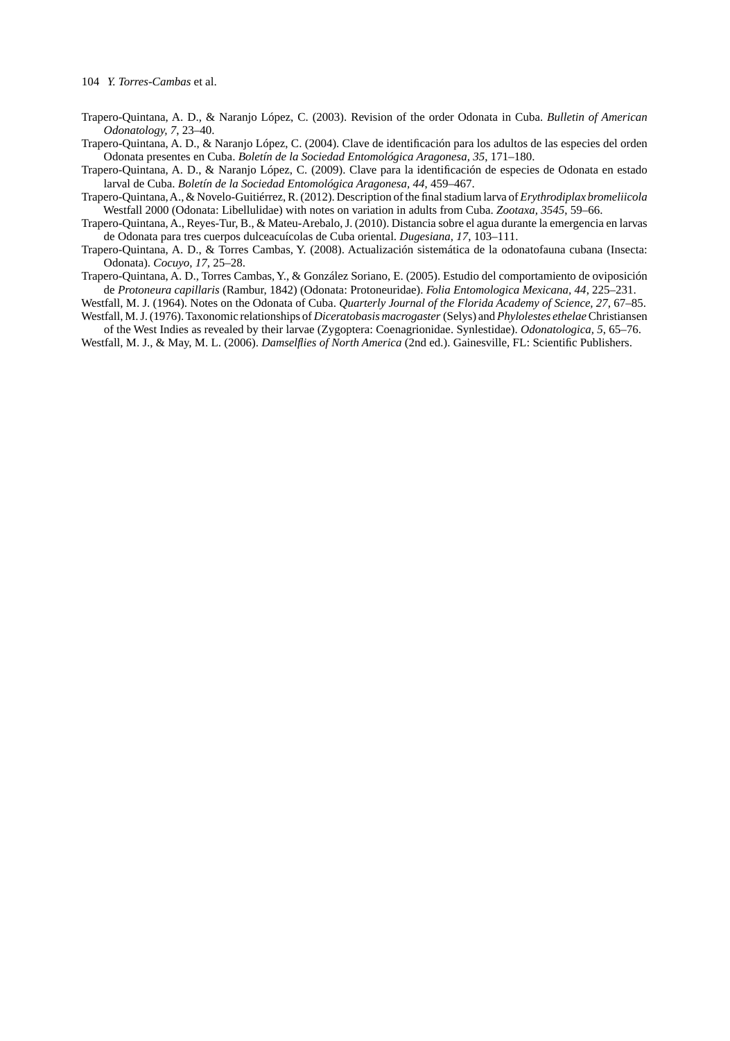Trapero-Quintana, A. D., & Naranjo López, C. (2003). Revision of the order Odonata in Cuba. *Bulletin of American Odonatology, 7*, 23–40.

Trapero-Quintana, A. D., & Naranjo López, C. (2004). Clave de identificación para los adultos de las especies del orden Odonata presentes en Cuba. *Boletín de la Sociedad Entomológica Aragonesa, 35*, 171–180.

Trapero-Quintana, A. D., & Naranjo López, C. (2009). Clave para la identificación de especies de Odonata en estado larval de Cuba. *Boletín de la Sociedad Entomológica Aragonesa, 44*, 459–467.

Trapero-Quintana, A., & Novelo-Guitiérrez, R. (2012). Description of the final stadium larva of *Erythrodiplax bromeliicola* Westfall 2000 (Odonata: Libellulidae) with notes on variation in adults from Cuba. *Zootaxa, 3545*, 59–66.

Trapero-Quintana, A., Reyes-Tur, B., & Mateu-Arebalo, J. (2010). Distancia sobre el agua durante la emergencia en larvas de Odonata para tres cuerpos dulceacuícolas de Cuba oriental. *Dugesiana, 17*, 103–111.

Trapero-Quintana, A. D., & Torres Cambas, Y. (2008). Actualización sistemática de la odonatofauna cubana (Insecta: Odonata). *Cocuyo, 17*, 25–28.

Trapero-Quintana, A. D., Torres Cambas, Y., & González Soriano, E. (2005). Estudio del comportamiento de oviposición de *Protoneura capillaris* (Rambur, 1842) (Odonata: Protoneuridae). *Folia Entomologica Mexicana, 44*, 225–231.

Westfall, M. J. (1964). Notes on the Odonata of Cuba. *Quarterly Journal of the Florida Academy of Science, 27*, 67–85.

Westfall, M. J. (1976). Taxonomic relationships of *Diceratobasis macrogaster* (Selys) and *Phylolestes ethelae* Christiansen of the West Indies as revealed by their larvae (Zygoptera: Coenagrionidae. Synlestidae). *Odonatologica, 5*, 65–76.

Westfall, M. J., & May, M. L. (2006). *Damselflies of North America* (2nd ed.). Gainesville, FL: Scientific Publishers.